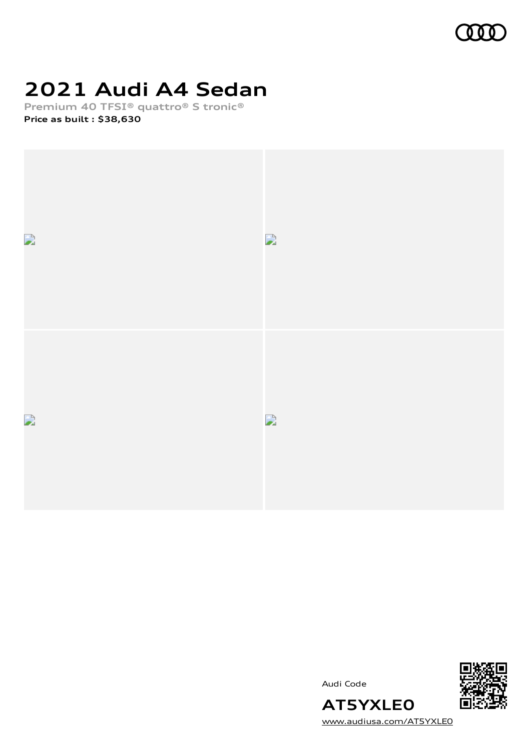# 2021 Audi A4 Sedan

Premium 40 TFSI® quattro® S tronic®

**Price as built : $38,630**

Audi Code

**AT5YXLE0**

www.audiusa.com/AT5YXLE0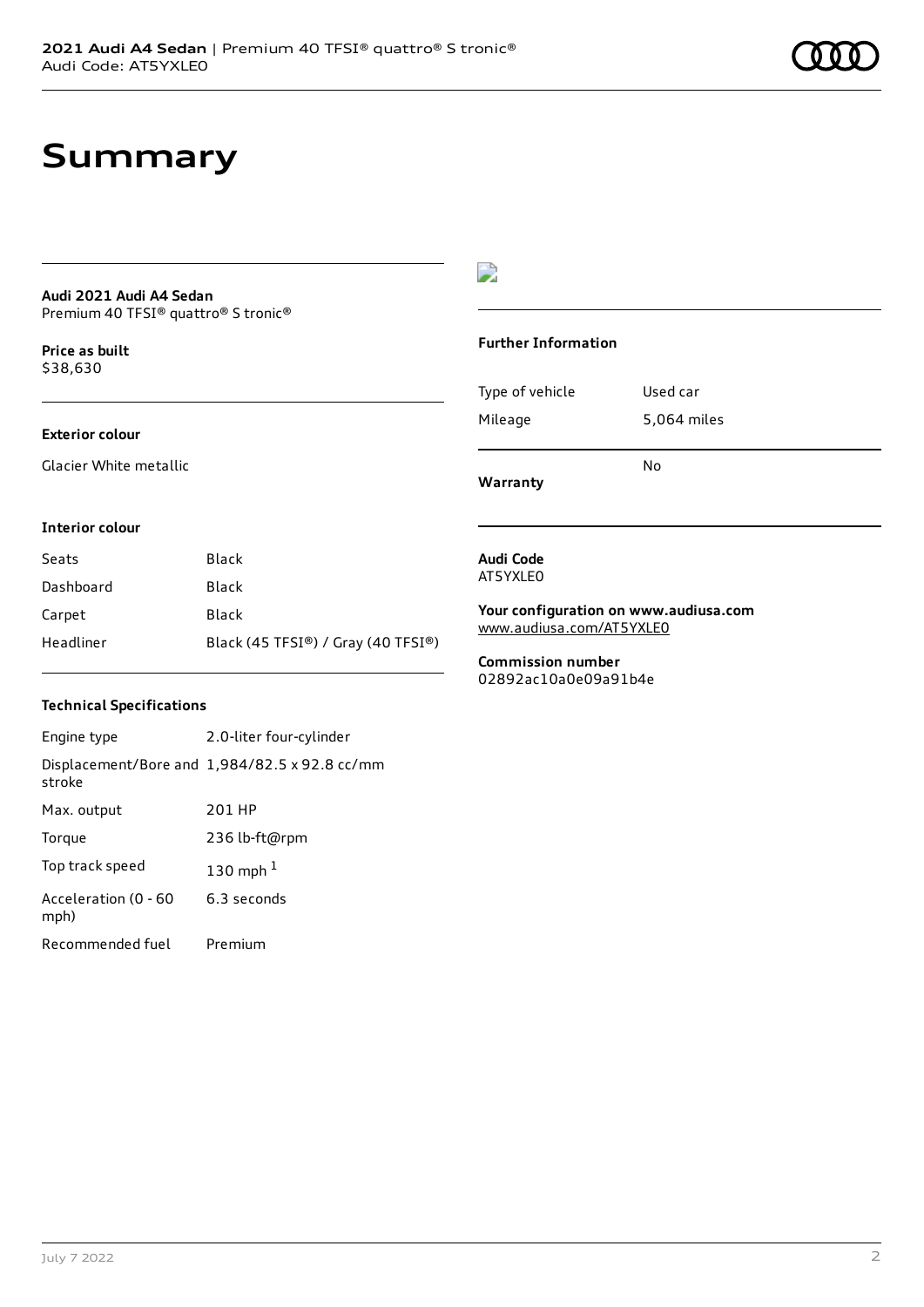# Summary

**Audi 2021 Audi A4 Sedan**
Premium 40 TFSI® quattro® S tronic®

**Price as built**
$38,630

**Exterior colour**

Glacier White metallic

**Interior colour**

| Seats | Black |
|---|---|
| Dashboard | Black |
| Carpet | Black |
| Headliner | Black (45 TFSI®) / Gray (40 TFSI®) |

**Technical Specifications**

| Engine type | 2.0-liter four-cylinder |
|---|---|
| Displacement/Bore and stroke | 1,984/82.5 x 92.8 cc/mm |
| Max. output | 201 HP |
| Torque | 236 lb-ft@rpm |
| Top track speed | 130 mph [1] |
| Acceleration (0 - 60 mph) | 6.3 seconds |
| Recommended fuel | Premium |

**Further Information**

| Type of vehicle | Used car |
|---|---|
| Mileage | 5,064 miles |
| **Warranty** | No |

**Audi Code**
AT5YXLE0

**Your configuration on www.audiusa.com**
www.audiusa.com/AT5YXLE0

**Commission number**
02892ac10a0e09a91b4e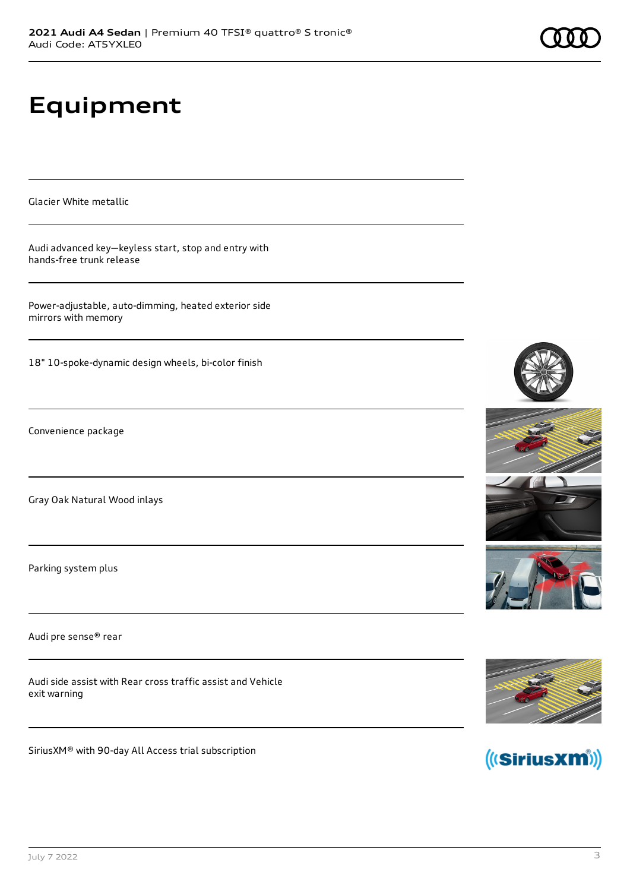# Equipment

Glacier White metallic

Audi advanced key—keyless start, stop and entry with hands-free trunk release

Power-adjustable, auto-dimming, heated exterior side mirrors with memory

18" 10-spoke-dynamic design wheels, bi-color finish

Convenience package

Gray Oak Natural Wood inlays

Parking system plus

Audi pre sense® rear

Audi side assist with Rear cross traffic assist and Vehicle exit warning

SiriusXM® with 90-day All Access trial subscription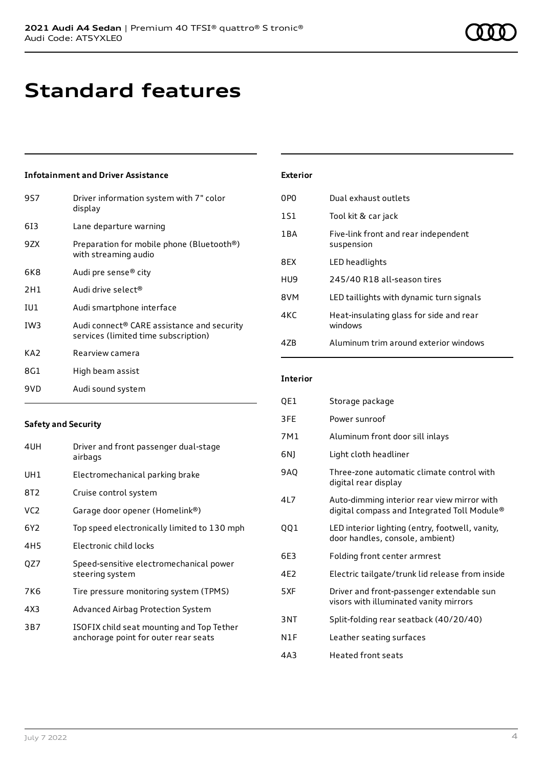# Standard features

### Infotainment and Driver Assistance

| | |
|---|---|
| 9S7 | Driver information system with 7" color display |
| 6I3 | Lane departure warning |
| 9ZX | Preparation for mobile phone (Bluetooth®) with streaming audio |
| 6K8 | Audi pre sense® city |
| 2H1 | Audi drive select® |
| IU1 | Audi smartphone interface |
| IW3 | Audi connect® CARE assistance and security services (limited time subscription) |
| KA2 | Rearview camera |
| 8G1 | High beam assist |
| 9VD | Audi sound system |

### Safety and Security

| | |
|---|---|
| 4UH | Driver and front passenger dual-stage airbags |
| UH1 | Electromechanical parking brake |
| 8T2 | Cruise control system |
| VC2 | Garage door opener (Homelink®) |
| 6Y2 | Top speed electronically limited to 130 mph |
| 4H5 | Electronic child locks |
| QZ7 | Speed-sensitive electromechanical power steering system |
| 7K6 | Tire pressure monitoring system (TPMS) |
| 4X3 | Advanced Airbag Protection System |
| 3B7 | ISOFIX child seat mounting and Top Tether anchorage point for outer rear seats |

### Exterior

| | |
|---|---|
| 0P0 | Dual exhaust outlets |
| 1S1 | Tool kit & car jack |
| 1BA | Five-link front and rear independent suspension |
| 8EX | LED headlights |
| HU9 | 245/40 R18 all-season tires |
| 8VM | LED taillights with dynamic turn signals |
| 4KC | Heat-insulating glass for side and rear windows |
| 4ZB | Aluminum trim around exterior windows |

### Interior

| | |
|---|---|
| QE1 | Storage package |
| 3FE | Power sunroof |
| 7M1 | Aluminum front door sill inlays |
| 6NJ | Light cloth headliner |
| 9AQ | Three-zone automatic climate control with digital rear display |
| 4L7 | Auto-dimming interior rear view mirror with digital compass and Integrated Toll Module® |
| QQ1 | LED interior lighting (entry, footwell, vanity, door handles, console, ambient) |
| 6E3 | Folding front center armrest |
| 4E2 | Electric tailgate/trunk lid release from inside |
| 5XF | Driver and front-passenger extendable sun visors with illuminated vanity mirrors |
| 3NT | Split-folding rear seatback (40/20/40) |
| N1F | Leather seating surfaces |
| 4A3 | Heated front seats |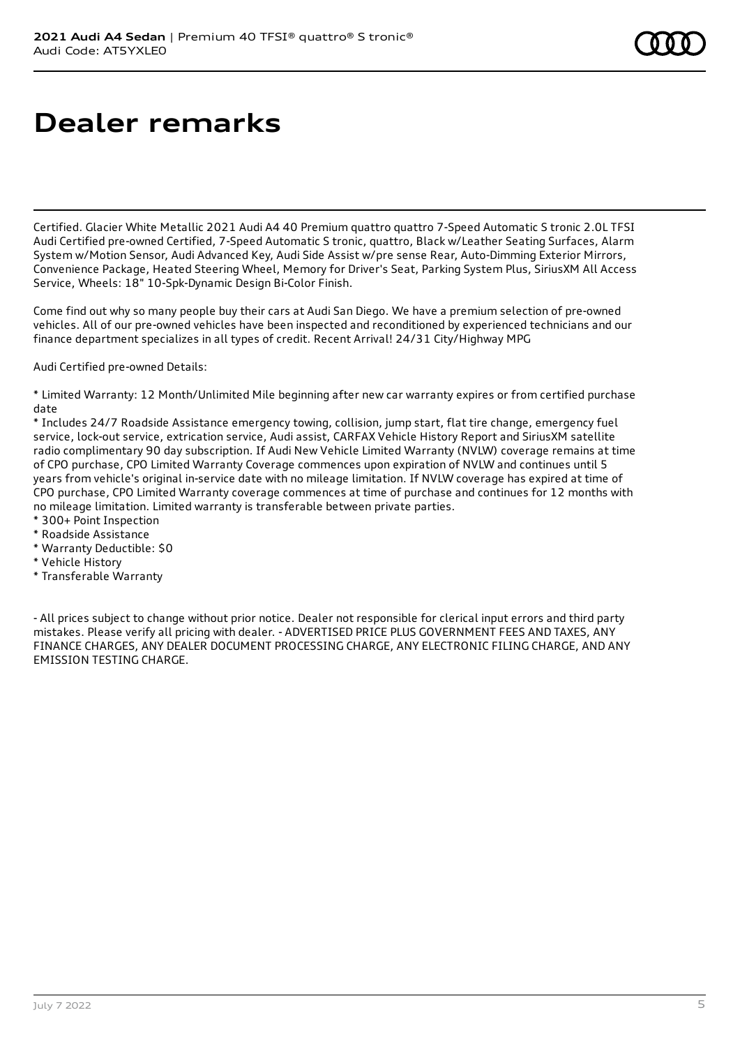# Dealer remarks

Certified. Glacier White Metallic 2021 Audi A4 40 Premium quattro quattro 7-Speed Automatic S tronic 2.0L TFSI Audi Certified pre-owned Certified, 7-Speed Automatic S tronic, quattro, Black w/Leather Seating Surfaces, Alarm System w/Motion Sensor, Audi Advanced Key, Audi Side Assist w/pre sense Rear, Auto-Dimming Exterior Mirrors, Convenience Package, Heated Steering Wheel, Memory for Driver's Seat, Parking System Plus, SiriusXM All Access Service, Wheels: 18" 10-Spk-Dynamic Design Bi-Color Finish.

Come find out why so many people buy their cars at Audi San Diego. We have a premium selection of pre-owned vehicles. All of our pre-owned vehicles have been inspected and reconditioned by experienced technicians and our finance department specializes in all types of credit. Recent Arrival! 24/31 City/Highway MPG

Audi Certified pre-owned Details:

* Limited Warranty: 12 Month/Unlimited Mile beginning after new car warranty expires or from certified purchase date
* Includes 24/7 Roadside Assistance emergency towing, collision, jump start, flat tire change, emergency fuel service, lock-out service, extrication service, Audi assist, CARFAX Vehicle History Report and SiriusXM satellite radio complimentary 90 day subscription. If Audi New Vehicle Limited Warranty (NVLW) coverage remains at time of CPO purchase, CPO Limited Warranty Coverage commences upon expiration of NVLW and continues until 5 years from vehicle's original in-service date with no mileage limitation. If NVLW coverage has expired at time of CPO purchase, CPO Limited Warranty coverage commences at time of purchase and continues for 12 months with no mileage limitation. Limited warranty is transferable between private parties.
* 300+ Point Inspection
* Roadside Assistance
* Warranty Deductible: $0
* Vehicle History
* Transferable Warranty

- All prices subject to change without prior notice. Dealer not responsible for clerical input errors and third party mistakes. Please verify all pricing with dealer. - ADVERTISED PRICE PLUS GOVERNMENT FEES AND TAXES, ANY FINANCE CHARGES, ANY DEALER DOCUMENT PROCESSING CHARGE, ANY ELECTRONIC FILING CHARGE, AND ANY EMISSION TESTING CHARGE.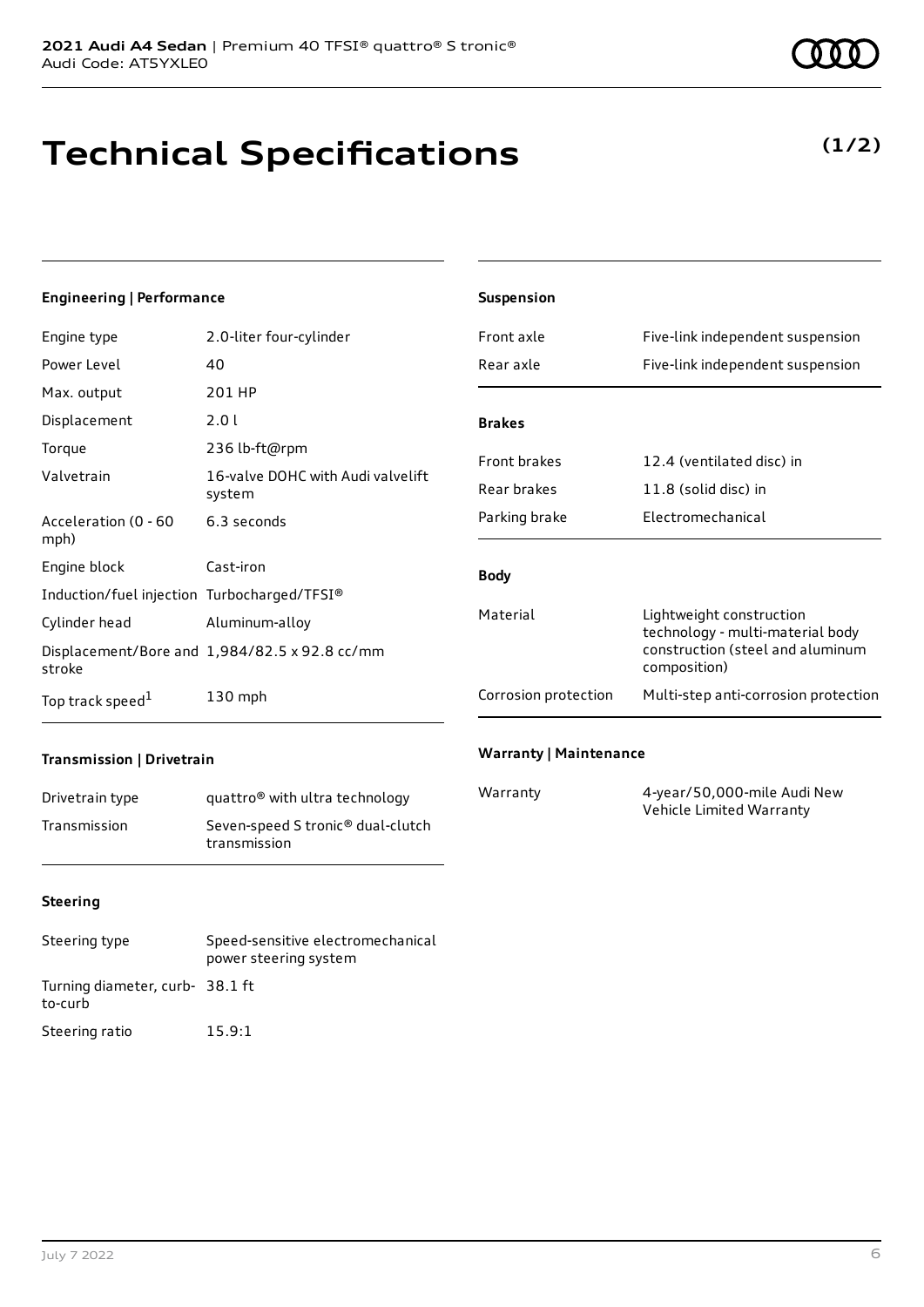# Technical Specifications

**(1/2)**

### Engineering | Performance

| | |
|---|---|
| Engine type | 2.0-liter four-cylinder |
| Power Level | 40 |
| Max. output | 201 HP |
| Displacement | 2.0 l |
| Torque | 236 lb-ft@rpm |
| Valvetrain | 16-valve DOHC with Audi valvelift system |
| Acceleration (0 - 60 mph) | 6.3 seconds |
| Engine block | Cast-iron |
| Induction/fuel injection | Turbocharged/TFSI® |
| Cylinder head | Aluminum-alloy |
| Displacement/Bore and stroke | 1,984/82.5 x 92.8 cc/mm |
| Top track speed[1] | 130 mph |

### Transmission | Drivetrain

| | |
|---|---|
| Drivetrain type | quattro® with ultra technology |
| Transmission | Seven-speed S tronic® dual-clutch transmission |

### Steering

| | |
|---|---|
| Steering type | Speed-sensitive electromechanical power steering system |
| Turning diameter, curb-to-curb | 38.1 ft |
| Steering ratio | 15.9:1 |

### Suspension

| | |
|---|---|
| Front axle | Five-link independent suspension |
| Rear axle | Five-link independent suspension |

### Brakes

| | |
|---|---|
| Front brakes | 12.4 (ventilated disc) in |
| Rear brakes | 11.8 (solid disc) in |
| Parking brake | Electromechanical |

### Body

| | |
|---|---|
| Material | Lightweight construction technology - multi-material body construction (steel and aluminum composition) |
| Corrosion protection | Multi-step anti-corrosion protection |

### Warranty | Maintenance

| | |
|---|---|
| Warranty | 4-year/50,000-mile Audi New Vehicle Limited Warranty |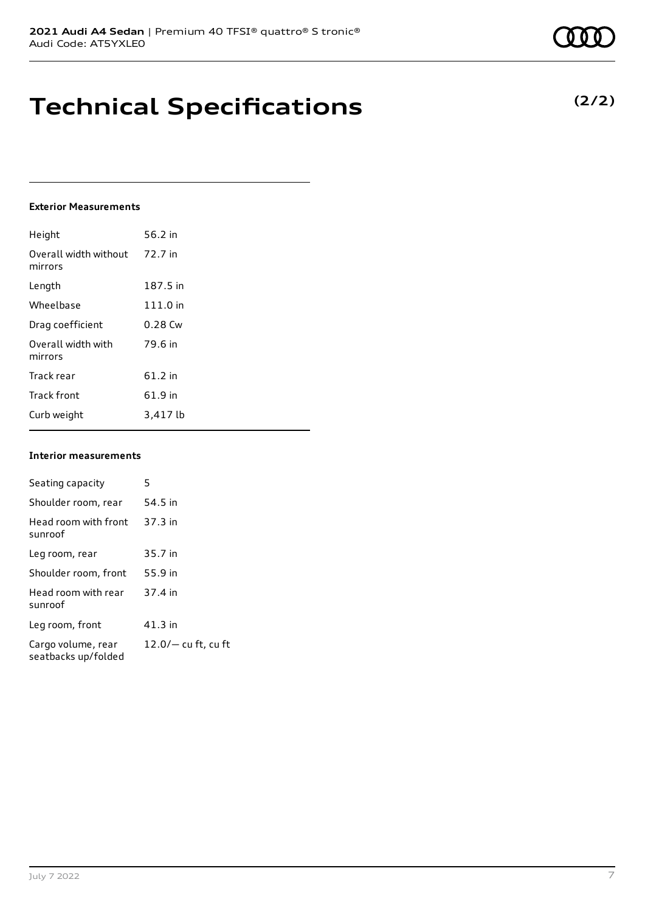# Technical Specifications

**(2/2)**

**Exterior Measurements**

| | |
|---|---|
| Height | 56.2 in |
| Overall width without mirrors | 72.7 in |
| Length | 187.5 in |
| Wheelbase | 111.0 in |
| Drag coefficient | 0.28 Cw |
| Overall width with mirrors | 79.6 in |
| Track rear | 61.2 in |
| Track front | 61.9 in |
| Curb weight | 3,417 lb |

**Interior measurements**

| | |
|---|---|
| Seating capacity | 5 |
| Shoulder room, rear | 54.5 in |
| Head room with front sunroof | 37.3 in |
| Leg room, rear | 35.7 in |
| Shoulder room, front | 55.9 in |
| Head room with rear sunroof | 37.4 in |
| Leg room, front | 41.3 in |
| Cargo volume, rear seatbacks up/folded | 12.0/— cu ft, cu ft |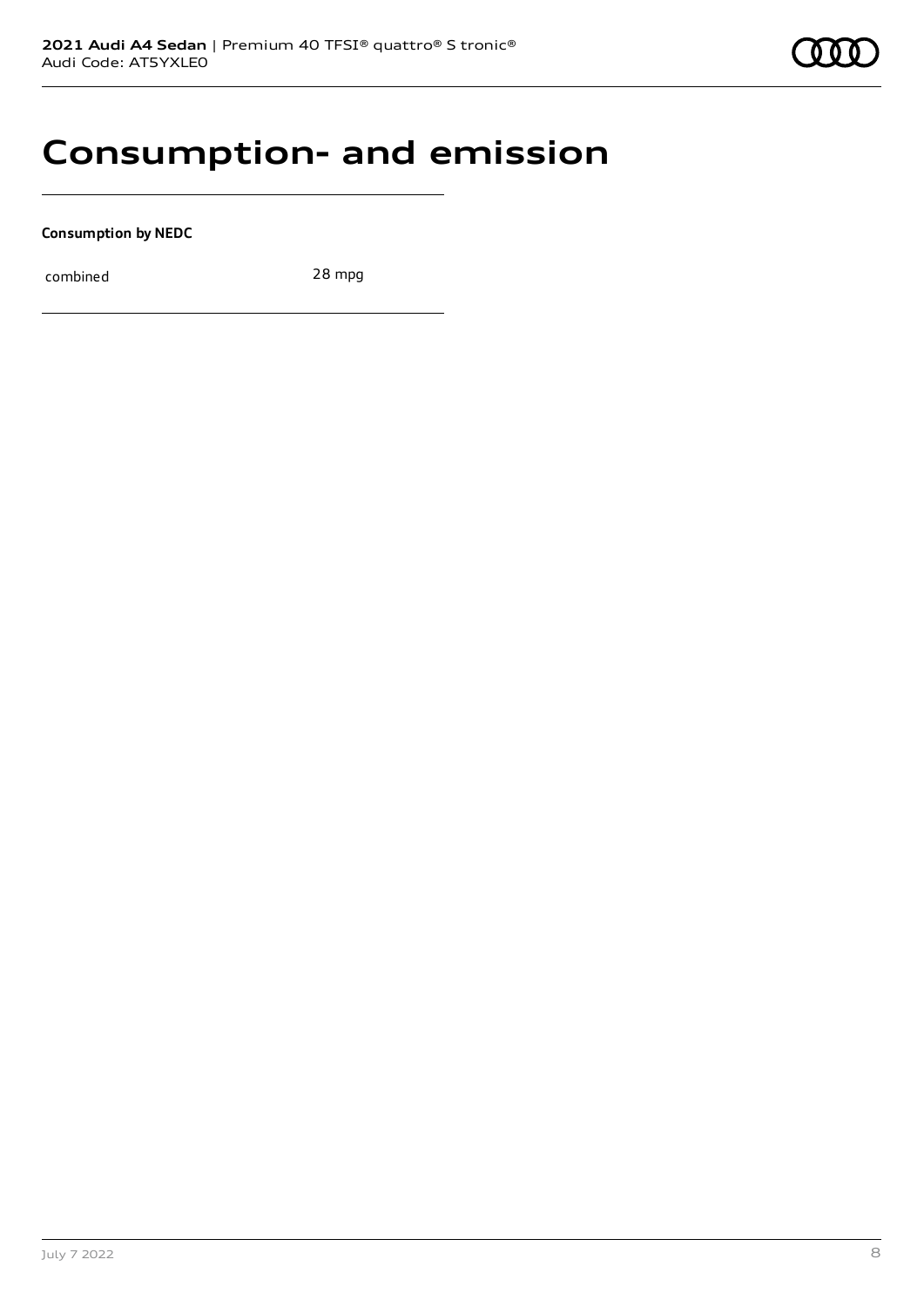# Consumption- and emission

**Consumption by NEDC**

| combined | 28 mpg |
|---|---|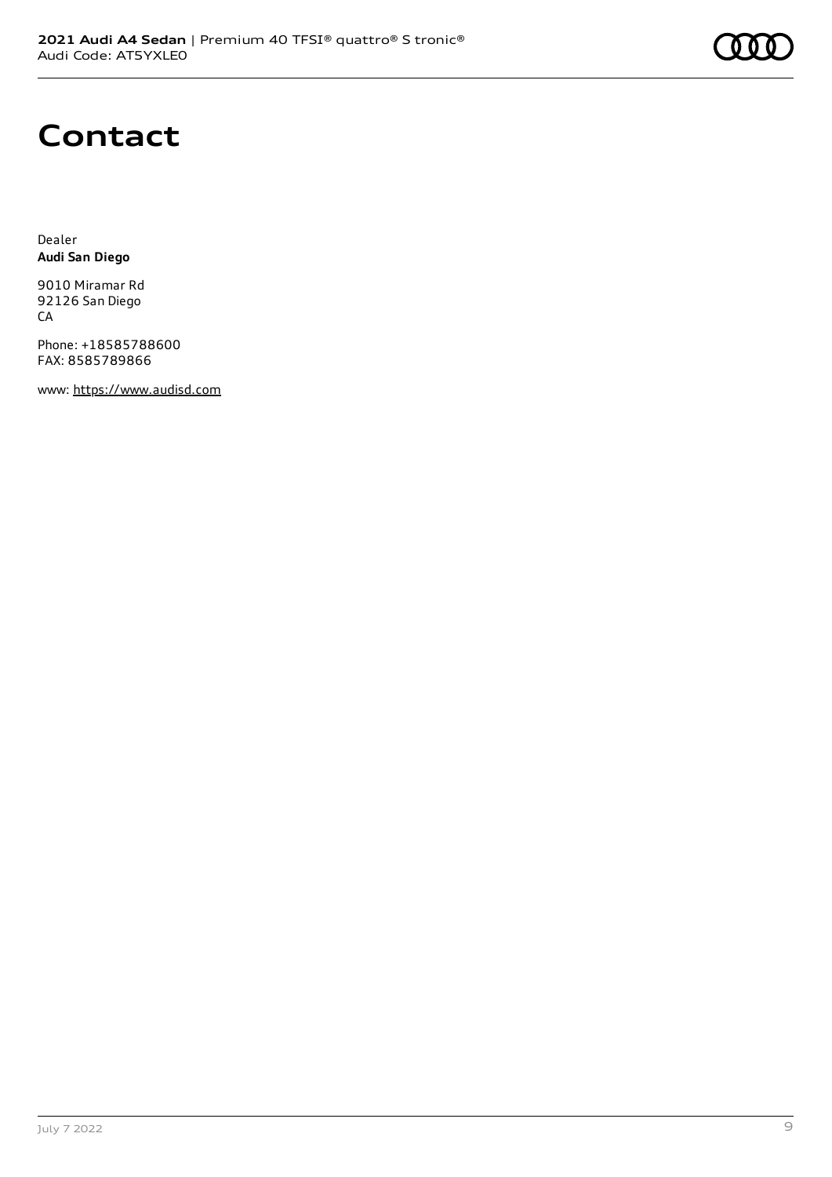# Contact

Dealer
**Audi San Diego**

9010 Miramar Rd
92126 San Diego
CA

Phone: +18585788600
FAX: 8585789866

www: https://www.audisd.com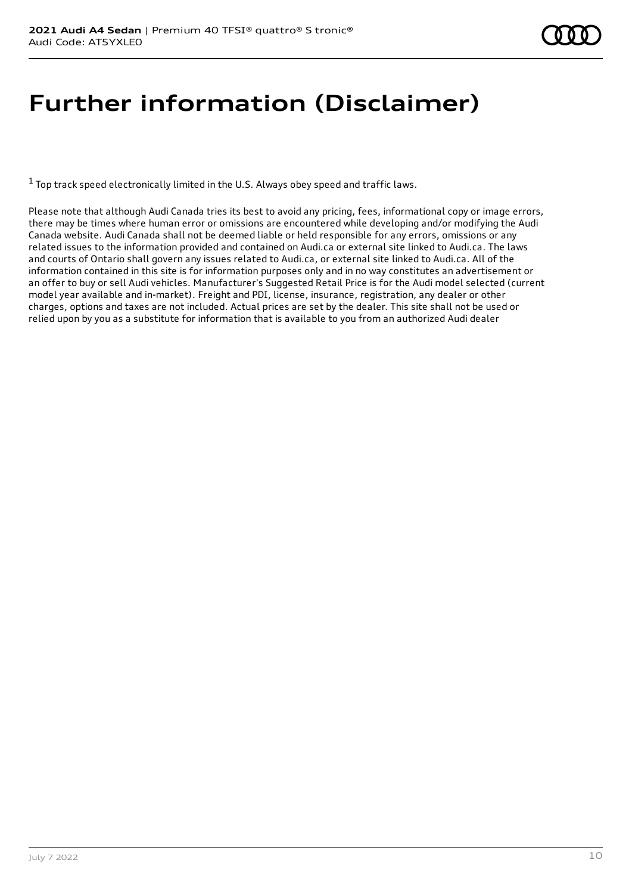# Further information (Disclaimer)

[1] Top track speed electronically limited in the U.S. Always obey speed and traffic laws.

Please note that although Audi Canada tries its best to avoid any pricing, fees, informational copy or image errors, there may be times where human error or omissions are encountered while developing and/or modifying the Audi Canada website. Audi Canada shall not be deemed liable or held responsible for any errors, omissions or any related issues to the information provided and contained on Audi.ca or external site linked to Audi.ca. The laws and courts of Ontario shall govern any issues related to Audi.ca, or external site linked to Audi.ca. All of the information contained in this site is for information purposes only and in no way constitutes an advertisement or an offer to buy or sell Audi vehicles. Manufacturer's Suggested Retail Price is for the Audi model selected (current model year available and in-market). Freight and PDI, license, insurance, registration, any dealer or other charges, options and taxes are not included. Actual prices are set by the dealer. This site shall not be used or relied upon by you as a substitute for information that is available to you from an authorized Audi dealer